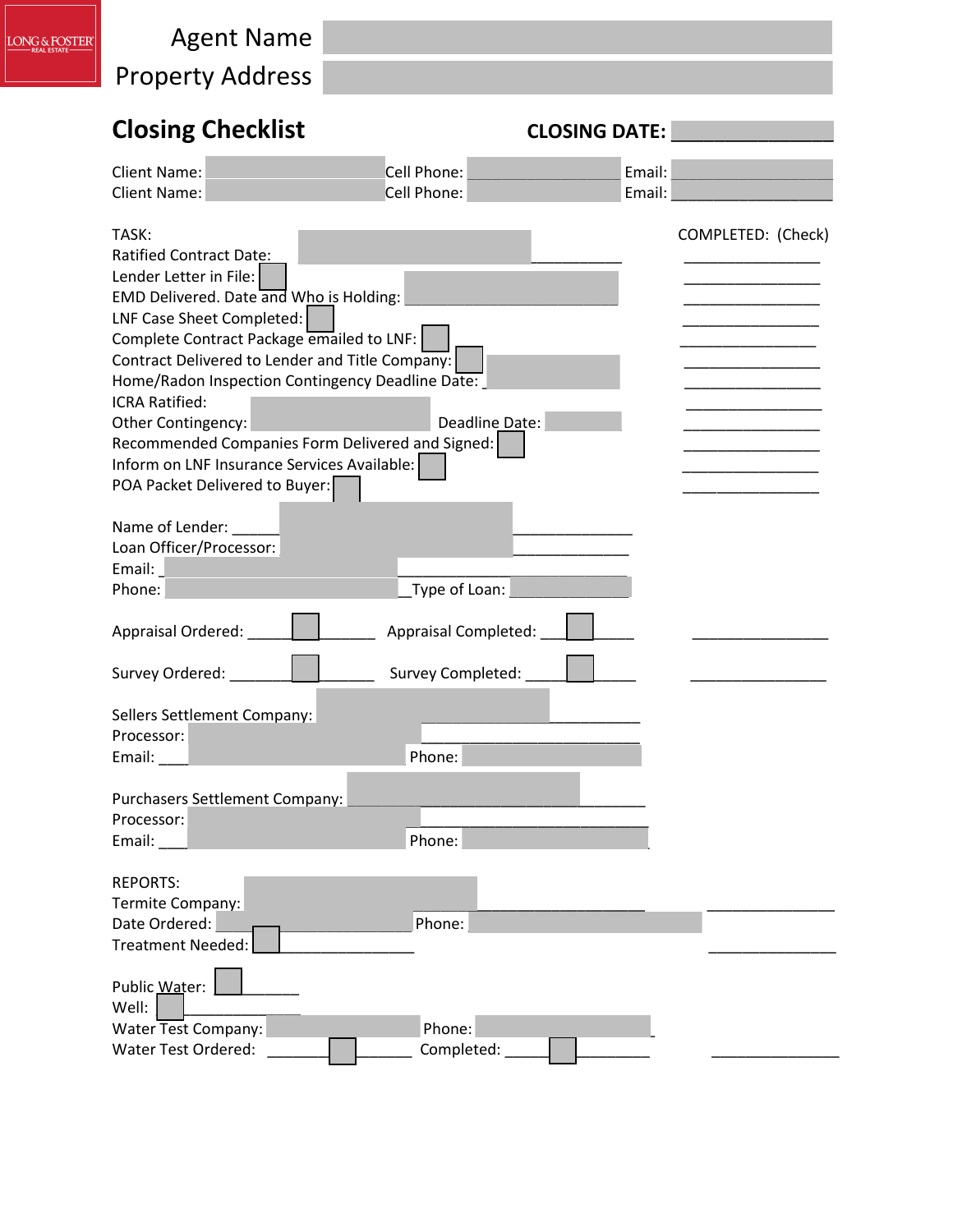LONG & FOSTER REAL ESTATE

Agent Name

Property Address

## Closing Checklist

**CLOSING DATE:** ______________

Client Name: __________ Cell Phone: __________ Email: __________

Client Name: __________ Cell Phone: __________ Email: __________

TASK: COMPLETED: (Check)

Ratified Contract Date: __________ __________

Lender Letter in File: ☐ __________

EMD Delivered. Date and Who is Holding: __________ __________

LNF Case Sheet Completed: ☐ __________

Complete Contract Package emailed to LNF: ☐ __________

Contract Delivered to Lender and Title Company: ☐ __________ __________

Home/Radon Inspection Contingency Deadline Date: __________ __________

ICRA Ratified: __________

Other Contingency: __________ Deadline Date: __________ __________

Recommended Companies Form Delivered and Signed: ☐ __________

Inform on LNF Insurance Services Available: ☐ __________

POA Packet Delivered to Buyer: ☐ __________

Name of Lender: __________

Loan Officer/Processor: __________

Email: __________

Phone: __________ Type of Loan: __________

Appraisal Ordered: ☐ Appraisal Completed: ☐ __________

Survey Ordered: ☐ Survey Completed: ☐ __________

Sellers Settlement Company: __________

Processor: __________

Email: __________ Phone: __________

Purchasers Settlement Company: __________

Processor: __________

Email: __________ Phone: __________

REPORTS:

Termite Company: __________ __________

Date Ordered: __________ Phone: __________

Treatment Needed: ☐ __________ __________

Public Water: ☐ __________

Well: ☐ __________

Water Test Company: __________ Phone: __________

Water Test Ordered: ☐ Completed: ☐ __________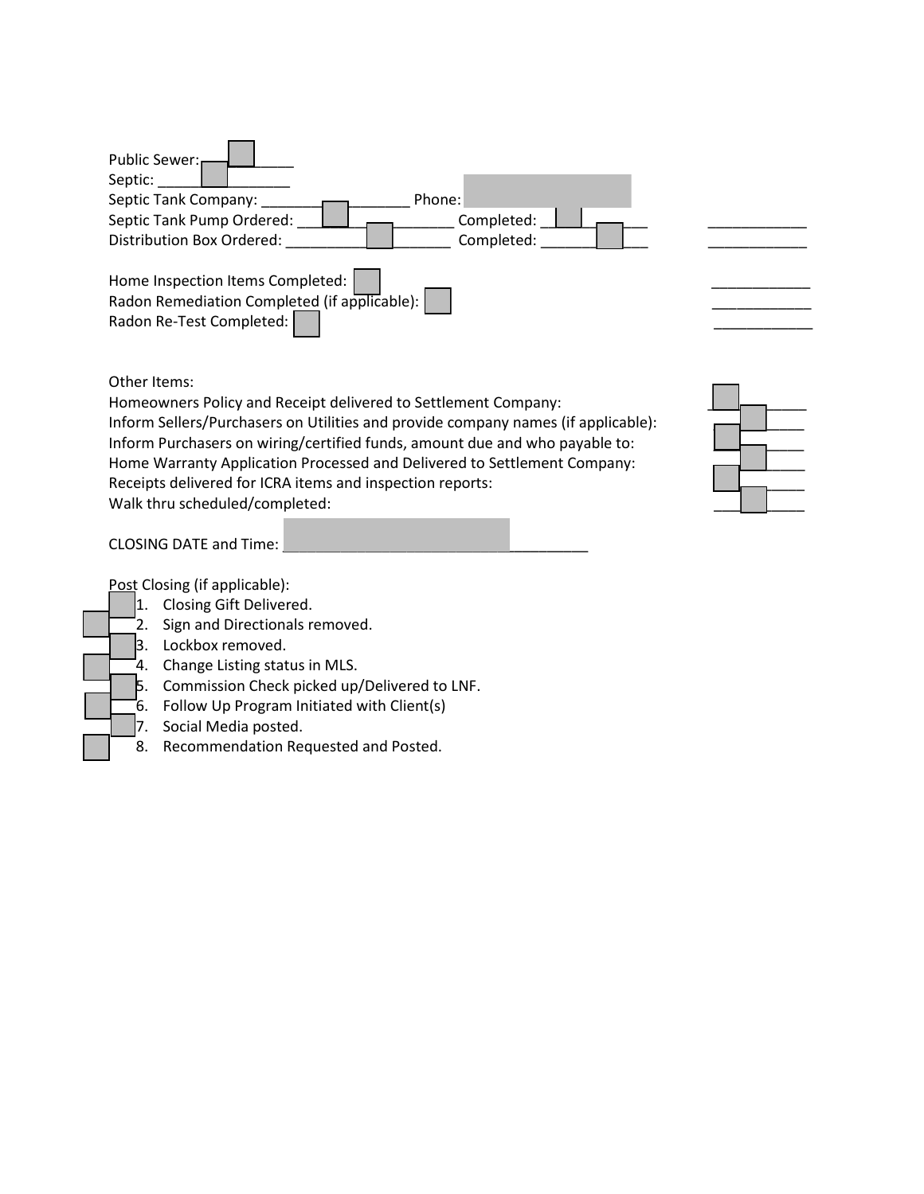Public Sewer: ____________

Septic: ________________

Septic Tank Company: __________________ Phone: ________________

Septic Tank Pump Ordered: ___________________ Completed: _____________ ____________

Distribution Box Ordered: ___________________ Completed: _____________ ____________

Home Inspection Items Completed: ____________

Radon Remediation Completed (if applicable): ____________

Radon Re-Test Completed: ____________

Other Items:

Homeowners Policy and Receipt delivered to Settlement Company: ____________

Inform Sellers/Purchasers on Utilities and provide company names (if applicable): ____________

Inform Purchasers on wiring/certified funds, amount due and who payable to: ____________

Home Warranty Application Processed and Delivered to Settlement Company: ____________

Receipts delivered for ICRA items and inspection reports: ____________

Walk thru scheduled/completed: ____________

CLOSING DATE and Time: ____________________________________

Post Closing (if applicable):

1. Closing Gift Delivered.
2. Sign and Directionals removed.
3. Lockbox removed.
4. Change Listing status in MLS.
5. Commission Check picked up/Delivered to LNF.
6. Follow Up Program Initiated with Client(s)
7. Social Media posted.
8. Recommendation Requested and Posted.